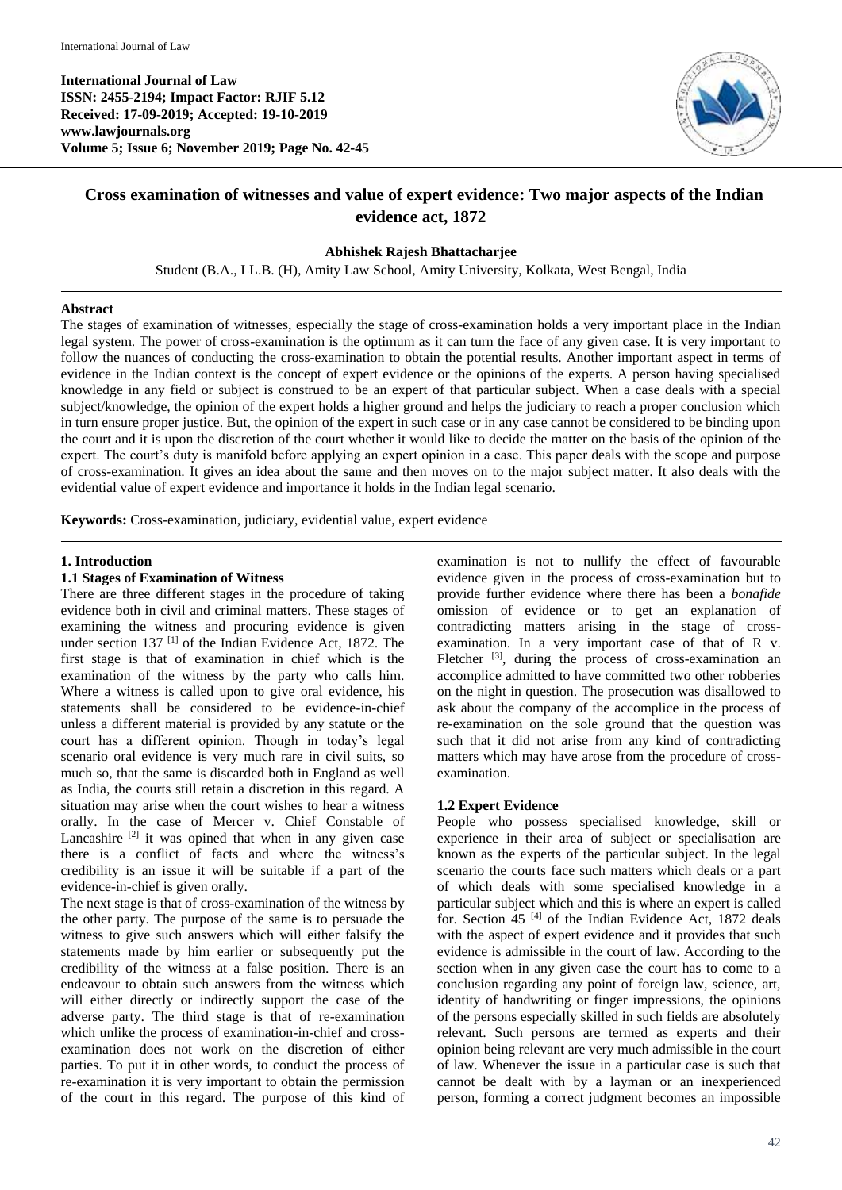**International Journal of Law**
**ISSN: 2455-2194; Impact Factor: RJIF 5.12**
**Received: 17-09-2019; Accepted: 19-10-2019**
**www.lawjournals.org**
**Volume 5; Issue 6; November 2019; Page No. 42-45**

# Cross examination of witnesses and value of expert evidence: Two major aspects of the Indian evidence act, 1872

**Abhishek Rajesh Bhattacharjee**

Student (B.A., LL.B. (H), Amity Law School, Amity University, Kolkata, West Bengal, India

## Abstract

The stages of examination of witnesses, especially the stage of cross-examination holds a very important place in the Indian legal system. The power of cross-examination is the optimum as it can turn the face of any given case. It is very important to follow the nuances of conducting the cross-examination to obtain the potential results. Another important aspect in terms of evidence in the Indian context is the concept of expert evidence or the opinions of the experts. A person having specialised knowledge in any field or subject is construed to be an expert of that particular subject. When a case deals with a special subject/knowledge, the opinion of the expert holds a higher ground and helps the judiciary to reach a proper conclusion which in turn ensure proper justice. But, the opinion of the expert in such case or in any case cannot be considered to be binding upon the court and it is upon the discretion of the court whether it would like to decide the matter on the basis of the opinion of the expert. The court's duty is manifold before applying an expert opinion in a case. This paper deals with the scope and purpose of cross-examination. It gives an idea about the same and then moves on to the major subject matter. It also deals with the evidential value of expert evidence and importance it holds in the Indian legal scenario.

**Keywords:** Cross-examination, judiciary, evidential value, expert evidence

## 1. Introduction

### 1.1 Stages of Examination of Witness

There are three different stages in the procedure of taking evidence both in civil and criminal matters. These stages of examining the witness and procuring evidence is given under section 137 [1] of the Indian Evidence Act, 1872. The first stage is that of examination in chief which is the examination of the witness by the party who calls him. Where a witness is called upon to give oral evidence, his statements shall be considered to be evidence-in-chief unless a different material is provided by any statute or the court has a different opinion. Though in today's legal scenario oral evidence is very much rare in civil suits, so much so, that the same is discarded both in England as well as India, the courts still retain a discretion in this regard. A situation may arise when the court wishes to hear a witness orally. In the case of Mercer v. Chief Constable of Lancashire [2] it was opined that when in any given case there is a conflict of facts and where the witness's credibility is an issue it will be suitable if a part of the evidence-in-chief is given orally.

The next stage is that of cross-examination of the witness by the other party. The purpose of the same is to persuade the witness to give such answers which will either falsify the statements made by him earlier or subsequently put the credibility of the witness at a false position. There is an endeavour to obtain such answers from the witness which will either directly or indirectly support the case of the adverse party. The third stage is that of re-examination which unlike the process of examination-in-chief and cross-examination does not work on the discretion of either parties. To put it in other words, to conduct the process of re-examination it is very important to obtain the permission of the court in this regard. The purpose of this kind of examination is not to nullify the effect of favourable evidence given in the process of cross-examination but to provide further evidence where there has been a *bonafide* omission of evidence or to get an explanation of contradicting matters arising in the stage of cross-examination. In a very important case of that of R v. Fletcher [3], during the process of cross-examination an accomplice admitted to have committed two other robberies on the night in question. The prosecution was disallowed to ask about the company of the accomplice in the process of re-examination on the sole ground that the question was such that it did not arise from any kind of contradicting matters which may have arose from the procedure of cross-examination.

### 1.2 Expert Evidence

People who possess specialised knowledge, skill or experience in their area of subject or specialisation are known as the experts of the particular subject. In the legal scenario the courts face such matters which deals or a part of which deals with some specialised knowledge in a particular subject which and this is where an expert is called for. Section 45 [4] of the Indian Evidence Act, 1872 deals with the aspect of expert evidence and it provides that such evidence is admissible in the court of law. According to the section when in any given case the court has to come to a conclusion regarding any point of foreign law, science, art, identity of handwriting or finger impressions, the opinions of the persons especially skilled in such fields are absolutely relevant. Such persons are termed as experts and their opinion being relevant are very much admissible in the court of law. Whenever the issue in a particular case is such that cannot be dealt with by a layman or an inexperienced person, forming a correct judgment becomes an impossible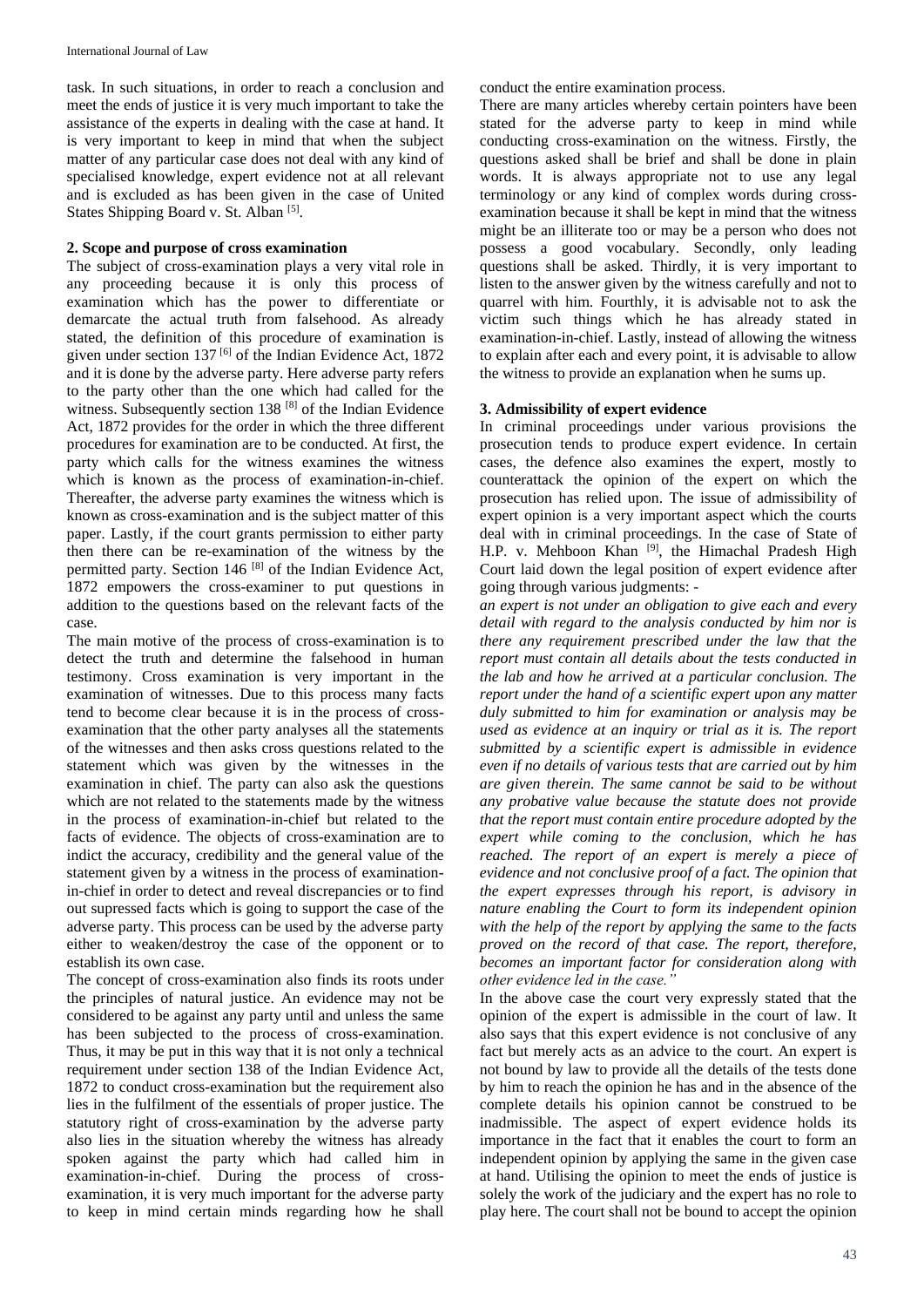task. In such situations, in order to reach a conclusion and meet the ends of justice it is very much important to take the assistance of the experts in dealing with the case at hand. It is very important to keep in mind that when the subject matter of any particular case does not deal with any kind of specialised knowledge, expert evidence not at all relevant and is excluded as has been given in the case of United States Shipping Board v. St. Alban [5].

## 2. Scope and purpose of cross examination

The subject of cross-examination plays a very vital role in any proceeding because it is only this process of examination which has the power to differentiate or demarcate the actual truth from falsehood. As already stated, the definition of this procedure of examination is given under section 137 [6] of the Indian Evidence Act, 1872 and it is done by the adverse party. Here adverse party refers to the party other than the one which had called for the witness. Subsequently section 138 [8] of the Indian Evidence Act, 1872 provides for the order in which the three different procedures for examination are to be conducted. At first, the party which calls for the witness examines the witness which is known as the process of examination-in-chief. Thereafter, the adverse party examines the witness which is known as cross-examination and is the subject matter of this paper. Lastly, if the court grants permission to either party then there can be re-examination of the witness by the permitted party. Section 146 [8] of the Indian Evidence Act, 1872 empowers the cross-examiner to put questions in addition to the questions based on the relevant facts of the case.

The main motive of the process of cross-examination is to detect the truth and determine the falsehood in human testimony. Cross examination is very important in the examination of witnesses. Due to this process many facts tend to become clear because it is in the process of cross-examination that the other party analyses all the statements of the witnesses and then asks cross questions related to the statement which was given by the witnesses in the examination in chief. The party can also ask the questions which are not related to the statements made by the witness in the process of examination-in-chief but related to the facts of evidence. The objects of cross-examination are to indict the accuracy, credibility and the general value of the statement given by a witness in the process of examination-in-chief in order to detect and reveal discrepancies or to find out supressed facts which is going to support the case of the adverse party. This process can be used by the adverse party either to weaken/destroy the case of the opponent or to establish its own case.

The concept of cross-examination also finds its roots under the principles of natural justice. An evidence may not be considered to be against any party until and unless the same has been subjected to the process of cross-examination. Thus, it may be put in this way that it is not only a technical requirement under section 138 of the Indian Evidence Act, 1872 to conduct cross-examination but the requirement also lies in the fulfilment of the essentials of proper justice. The statutory right of cross-examination by the adverse party also lies in the situation whereby the witness has already spoken against the party which had called him in examination-in-chief. During the process of cross-examination, it is very much important for the adverse party to keep in mind certain minds regarding how he shall conduct the entire examination process.

There are many articles whereby certain pointers have been stated for the adverse party to keep in mind while conducting cross-examination on the witness. Firstly, the questions asked shall be brief and shall be done in plain words. It is always appropriate not to use any legal terminology or any kind of complex words during cross-examination because it shall be kept in mind that the witness might be an illiterate too or may be a person who does not possess a good vocabulary. Secondly, only leading questions shall be asked. Thirdly, it is very important to listen to the answer given by the witness carefully and not to quarrel with him. Fourthly, it is advisable not to ask the victim such things which he has already stated in examination-in-chief. Lastly, instead of allowing the witness to explain after each and every point, it is advisable to allow the witness to provide an explanation when he sums up.

## 3. Admissibility of expert evidence

In criminal proceedings under various provisions the prosecution tends to produce expert evidence. In certain cases, the defence also examines the expert, mostly to counterattack the opinion of the expert on which the prosecution has relied upon. The issue of admissibility of expert opinion is a very important aspect which the courts deal with in criminal proceedings. In the case of State of H.P. v. Mehboon Khan [9], the Himachal Pradesh High Court laid down the legal position of expert evidence after going through various judgments: -

*an expert is not under an obligation to give each and every detail with regard to the analysis conducted by him nor is there any requirement prescribed under the law that the report must contain all details about the tests conducted in the lab and how he arrived at a particular conclusion. The report under the hand of a scientific expert upon any matter duly submitted to him for examination or analysis may be used as evidence at an inquiry or trial as it is. The report submitted by a scientific expert is admissible in evidence even if no details of various tests that are carried out by him are given therein. The same cannot be said to be without any probative value because the statute does not provide that the report must contain entire procedure adopted by the expert while coming to the conclusion, which he has reached. The report of an expert is merely a piece of evidence and not conclusive proof of a fact. The opinion that the expert expresses through his report, is advisory in nature enabling the Court to form its independent opinion with the help of the report by applying the same to the facts proved on the record of that case. The report, therefore, becomes an important factor for consideration along with other evidence led in the case."*

In the above case the court very expressly stated that the opinion of the expert is admissible in the court of law. It also says that this expert evidence is not conclusive of any fact but merely acts as an advice to the court. An expert is not bound by law to provide all the details of the tests done by him to reach the opinion he has and in the absence of the complete details his opinion cannot be construed to be inadmissible. The aspect of expert evidence holds its importance in the fact that it enables the court to form an independent opinion by applying the same in the given case at hand. Utilising the opinion to meet the ends of justice is solely the work of the judiciary and the expert has no role to play here. The court shall not be bound to accept the opinion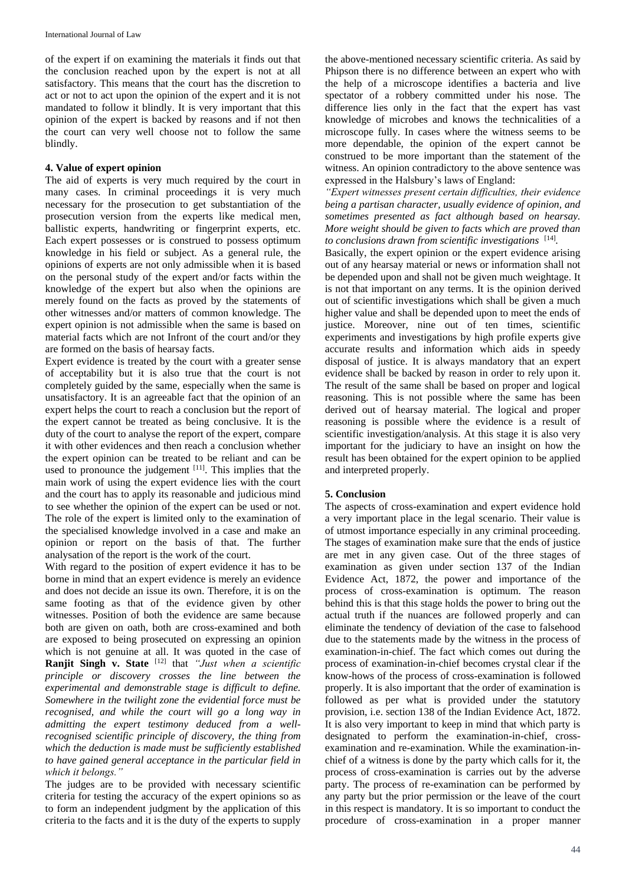of the expert if on examining the materials it finds out that the conclusion reached upon by the expert is not at all satisfactory. This means that the court has the discretion to act or not to act upon the opinion of the expert and it is not mandated to follow it blindly. It is very important that this opinion of the expert is backed by reasons and if not then the court can very well choose not to follow the same blindly.

## 4. Value of expert opinion

The aid of experts is very much required by the court in many cases. In criminal proceedings it is very much necessary for the prosecution to get substantiation of the prosecution version from the experts like medical men, ballistic experts, handwriting or fingerprint experts, etc. Each expert possesses or is construed to possess optimum knowledge in his field or subject. As a general rule, the opinions of experts are not only admissible when it is based on the personal study of the expert and/or facts within the knowledge of the expert but also when the opinions are merely found on the facts as proved by the statements of other witnesses and/or matters of common knowledge. The expert opinion is not admissible when the same is based on material facts which are not Infront of the court and/or they are formed on the basis of hearsay facts.

Expert evidence is treated by the court with a greater sense of acceptability but it is also true that the court is not completely guided by the same, especially when the same is unsatisfactory. It is an agreeable fact that the opinion of an expert helps the court to reach a conclusion but the report of the expert cannot be treated as being conclusive. It is the duty of the court to analyse the report of the expert, compare it with other evidences and then reach a conclusion whether the expert opinion can be treated to be reliant and can be used to pronounce the judgement [11]. This implies that the main work of using the expert evidence lies with the court and the court has to apply its reasonable and judicious mind to see whether the opinion of the expert can be used or not. The role of the expert is limited only to the examination of the specialised knowledge involved in a case and make an opinion or report on the basis of that. The further analysation of the report is the work of the court.

With regard to the position of expert evidence it has to be borne in mind that an expert evidence is merely an evidence and does not decide an issue its own. Therefore, it is on the same footing as that of the evidence given by other witnesses. Position of both the evidence are same because both are given on oath, both are cross-examined and both are exposed to being prosecuted on expressing an opinion which is not genuine at all. It was quoted in the case of **Ranjit Singh v. State** [12] that *"Just when a scientific principle or discovery crosses the line between the experimental and demonstrable stage is difficult to define. Somewhere in the twilight zone the evidential force must be recognised, and while the court will go a long way in admitting the expert testimony deduced from a well-recognised scientific principle of discovery, the thing from which the deduction is made must be sufficiently established to have gained general acceptance in the particular field in which it belongs."*

The judges are to be provided with necessary scientific criteria for testing the accuracy of the expert opinions so as to form an independent judgment by the application of this criteria to the facts and it is the duty of the experts to supply the above-mentioned necessary scientific criteria. As said by Phipson there is no difference between an expert who with the help of a microscope identifies a bacteria and live spectator of a robbery committed under his nose. The difference lies only in the fact that the expert has vast knowledge of microbes and knows the technicalities of a microscope fully. In cases where the witness seems to be more dependable, the opinion of the expert cannot be construed to be more important than the statement of the witness. An opinion contradictory to the above sentence was expressed in the Halsbury's laws of England:

*"Expert witnesses present certain difficulties, their evidence being a partisan character, usually evidence of opinion, and sometimes presented as fact although based on hearsay. More weight should be given to facts which are proved than to conclusions drawn from scientific investigations* [14]*.*

Basically, the expert opinion or the expert evidence arising out of any hearsay material or news or information shall not be depended upon and shall not be given much weightage. It is not that important on any terms. It is the opinion derived out of scientific investigations which shall be given a much higher value and shall be depended upon to meet the ends of justice. Moreover, nine out of ten times, scientific experiments and investigations by high profile experts give accurate results and information which aids in speedy disposal of justice. It is always mandatory that an expert evidence shall be backed by reason in order to rely upon it. The result of the same shall be based on proper and logical reasoning. This is not possible where the same has been derived out of hearsay material. The logical and proper reasoning is possible where the evidence is a result of scientific investigation/analysis. At this stage it is also very important for the judiciary to have an insight on how the result has been obtained for the expert opinion to be applied and interpreted properly.

## 5. Conclusion

The aspects of cross-examination and expert evidence hold a very important place in the legal scenario. Their value is of utmost importance especially in any criminal proceeding. The stages of examination make sure that the ends of justice are met in any given case. Out of the three stages of examination as given under section 137 of the Indian Evidence Act, 1872, the power and importance of the process of cross-examination is optimum. The reason behind this is that this stage holds the power to bring out the actual truth if the nuances are followed properly and can eliminate the tendency of deviation of the case to falsehood due to the statements made by the witness in the process of examination-in-chief. The fact which comes out during the process of examination-in-chief becomes crystal clear if the know-hows of the process of cross-examination is followed properly. It is also important that the order of examination is followed as per what is provided under the statutory provision, i.e. section 138 of the Indian Evidence Act, 1872. It is also very important to keep in mind that which party is designated to perform the examination-in-chief, cross-examination and re-examination. While the examination-in-chief of a witness is done by the party which calls for it, the process of cross-examination is carries out by the adverse party. The process of re-examination can be performed by any party but the prior permission or the leave of the court in this respect is mandatory. It is so important to conduct the procedure of cross-examination in a proper manner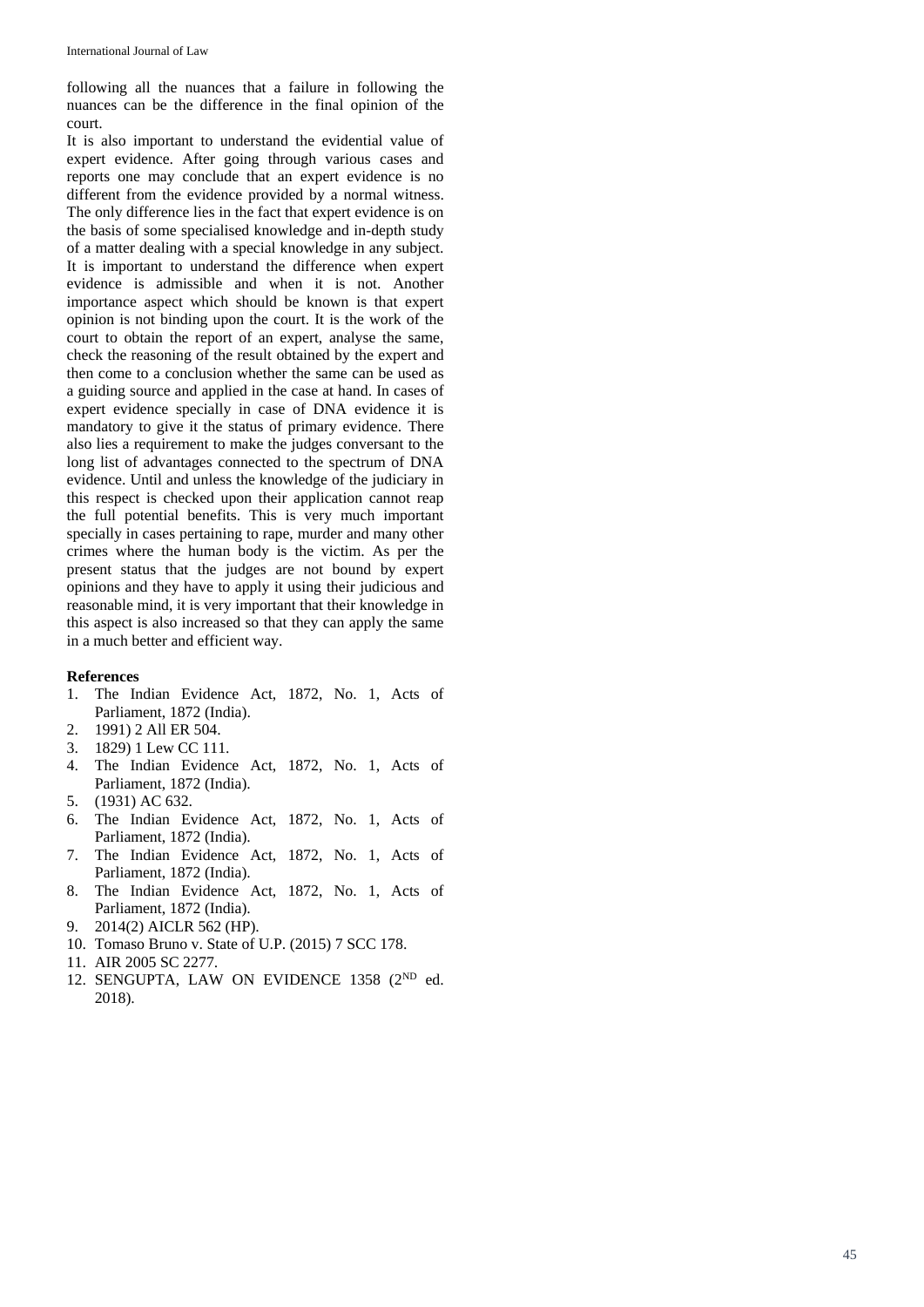following all the nuances that a failure in following the nuances can be the difference in the final opinion of the court.

It is also important to understand the evidential value of expert evidence. After going through various cases and reports one may conclude that an expert evidence is no different from the evidence provided by a normal witness. The only difference lies in the fact that expert evidence is on the basis of some specialised knowledge and in-depth study of a matter dealing with a special knowledge in any subject. It is important to understand the difference when expert evidence is admissible and when it is not. Another importance aspect which should be known is that expert opinion is not binding upon the court. It is the work of the court to obtain the report of an expert, analyse the same, check the reasoning of the result obtained by the expert and then come to a conclusion whether the same can be used as a guiding source and applied in the case at hand. In cases of expert evidence specially in case of DNA evidence it is mandatory to give it the status of primary evidence. There also lies a requirement to make the judges conversant to the long list of advantages connected to the spectrum of DNA evidence. Until and unless the knowledge of the judiciary in this respect is checked upon their application cannot reap the full potential benefits. This is very much important specially in cases pertaining to rape, murder and many other crimes where the human body is the victim. As per the present status that the judges are not bound by expert opinions and they have to apply it using their judicious and reasonable mind, it is very important that their knowledge in this aspect is also increased so that they can apply the same in a much better and efficient way.

**References**

1. The Indian Evidence Act, 1872, No. 1, Acts of Parliament, 1872 (India).
2. 1991) 2 All ER 504.
3. 1829) 1 Lew CC 111.
4. The Indian Evidence Act, 1872, No. 1, Acts of Parliament, 1872 (India).
5. (1931) AC 632.
6. The Indian Evidence Act, 1872, No. 1, Acts of Parliament, 1872 (India).
7. The Indian Evidence Act, 1872, No. 1, Acts of Parliament, 1872 (India).
8. The Indian Evidence Act, 1872, No. 1, Acts of Parliament, 1872 (India).
9. 2014(2) AICLR 562 (HP).
10. Tomaso Bruno v. State of U.P. (2015) 7 SCC 178.
11. AIR 2005 SC 2277.
12. SENGUPTA, LAW ON EVIDENCE 1358 (2ND ed. 2018).